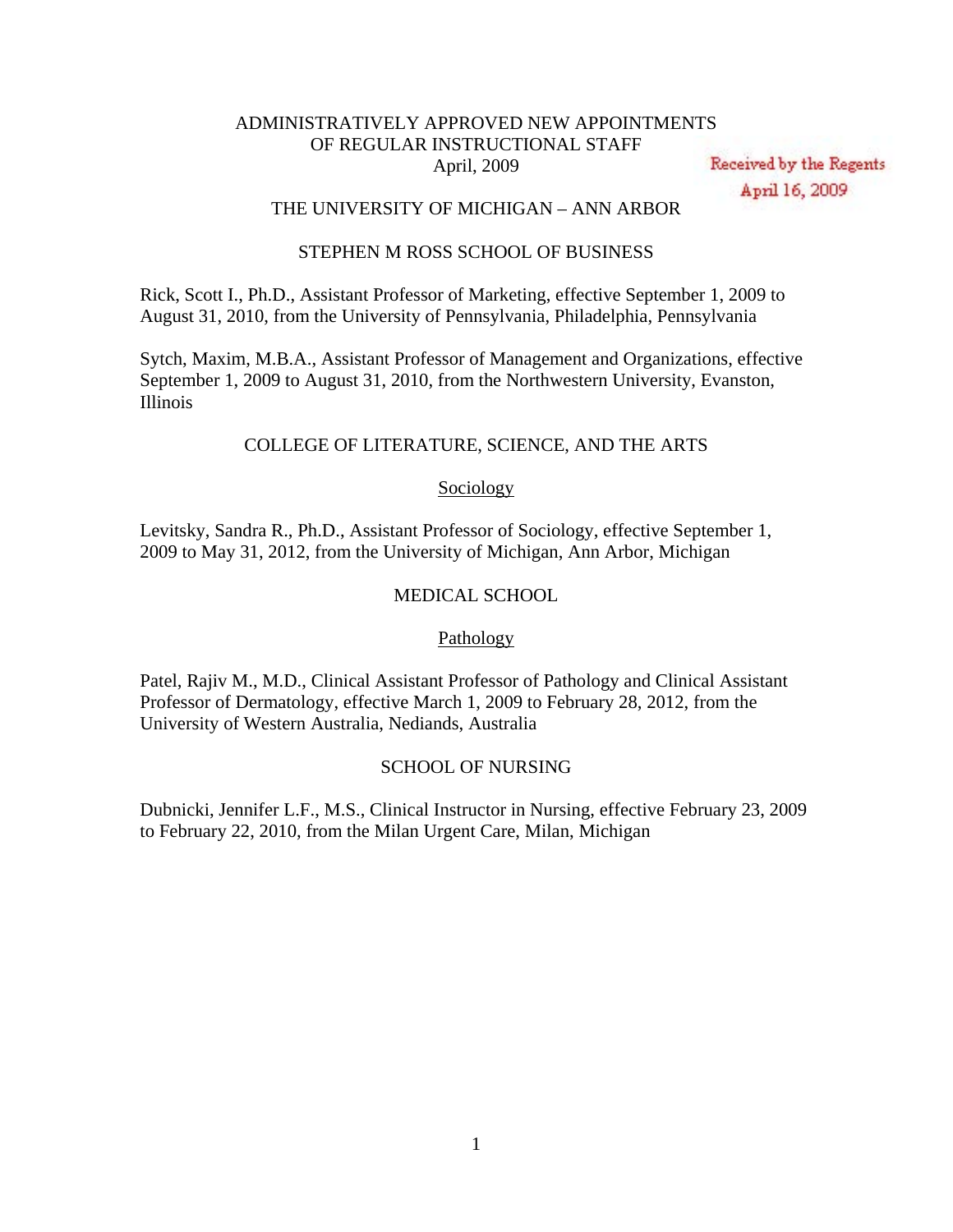# ADMINISTRATIVELY APPROVED NEW APPOINTMENTS OF REGULAR INSTRUCTIONAL STAFF
April, 2009

Received by the Regents
April 16, 2009

## THE UNIVERSITY OF MICHIGAN – ANN ARBOR

### STEPHEN M ROSS SCHOOL OF BUSINESS

Rick, Scott I., Ph.D., Assistant Professor of Marketing, effective September 1, 2009 to August 31, 2010, from the University of Pennsylvania, Philadelphia, Pennsylvania

Sytch, Maxim, M.B.A., Assistant Professor of Management and Organizations, effective September 1, 2009 to August 31, 2010, from the Northwestern University, Evanston, Illinois

### COLLEGE OF LITERATURE, SCIENCE, AND THE ARTS

#### Sociology

Levitsky, Sandra R., Ph.D., Assistant Professor of Sociology, effective September 1, 2009 to May 31, 2012, from the University of Michigan, Ann Arbor, Michigan

### MEDICAL SCHOOL

#### Pathology

Patel, Rajiv M., M.D., Clinical Assistant Professor of Pathology and Clinical Assistant Professor of Dermatology, effective March 1, 2009 to February 28, 2012, from the University of Western Australia, Nediands, Australia

### SCHOOL OF NURSING

Dubnicki, Jennifer L.F., M.S., Clinical Instructor in Nursing, effective February 23, 2009 to February 22, 2010, from the Milan Urgent Care, Milan, Michigan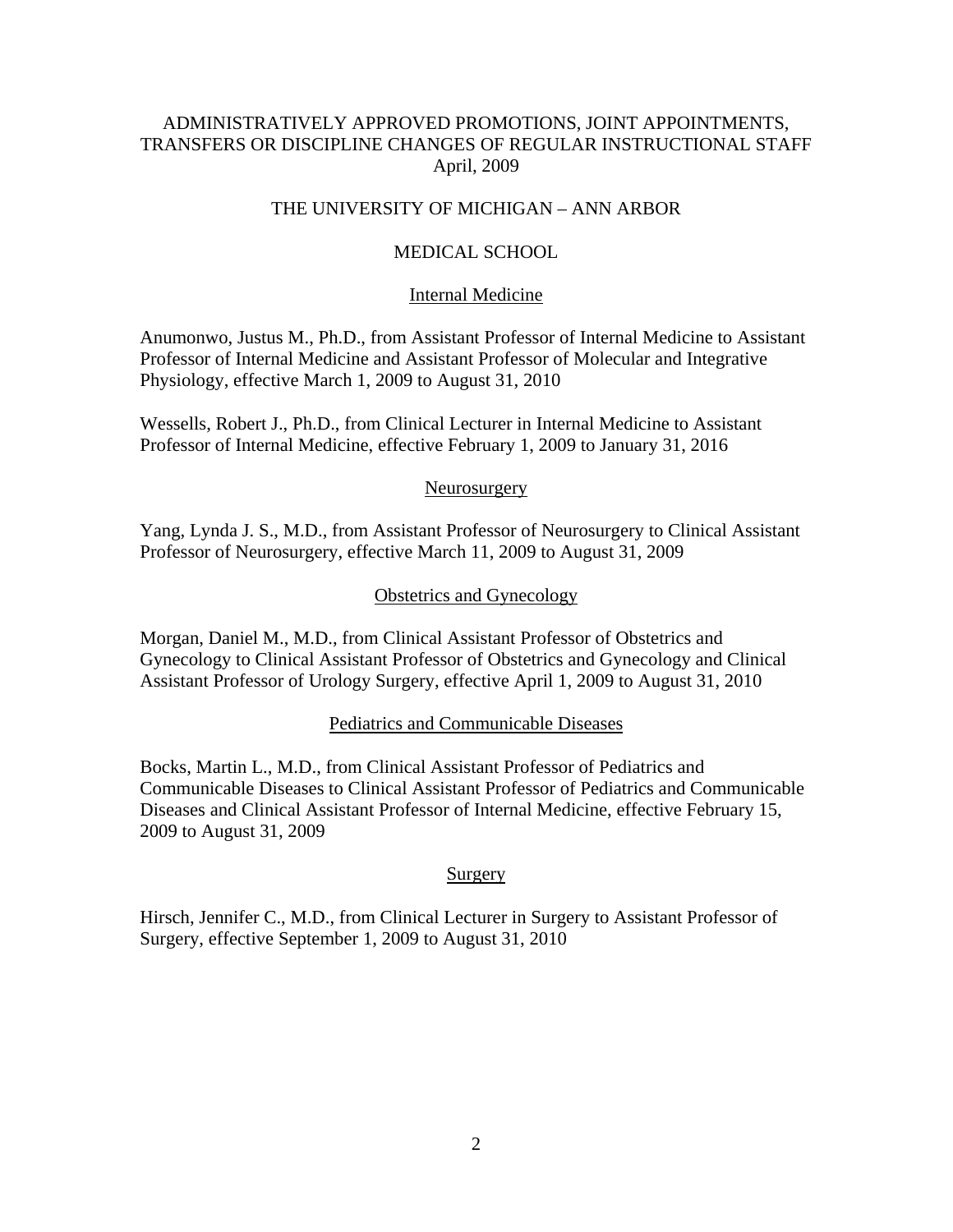# ADMINISTRATIVELY APPROVED PROMOTIONS, JOINT APPOINTMENTS, TRANSFERS OR DISCIPLINE CHANGES OF REGULAR INSTRUCTIONAL STAFF
April, 2009

## THE UNIVERSITY OF MICHIGAN – ANN ARBOR

## MEDICAL SCHOOL

### Internal Medicine

Anumonwo, Justus M., Ph.D., from Assistant Professor of Internal Medicine to Assistant Professor of Internal Medicine and Assistant Professor of Molecular and Integrative Physiology, effective March 1, 2009 to August 31, 2010

Wessells, Robert J., Ph.D., from Clinical Lecturer in Internal Medicine to Assistant Professor of Internal Medicine, effective February 1, 2009 to January 31, 2016

### Neurosurgery

Yang, Lynda J. S., M.D., from Assistant Professor of Neurosurgery to Clinical Assistant Professor of Neurosurgery, effective March 11, 2009 to August 31, 2009

### Obstetrics and Gynecology

Morgan, Daniel M., M.D., from Clinical Assistant Professor of Obstetrics and Gynecology to Clinical Assistant Professor of Obstetrics and Gynecology and Clinical Assistant Professor of Urology Surgery, effective April 1, 2009 to August 31, 2010

### Pediatrics and Communicable Diseases

Bocks, Martin L., M.D., from Clinical Assistant Professor of Pediatrics and Communicable Diseases to Clinical Assistant Professor of Pediatrics and Communicable Diseases and Clinical Assistant Professor of Internal Medicine, effective February 15, 2009 to August 31, 2009

### Surgery

Hirsch, Jennifer C., M.D., from Clinical Lecturer in Surgery to Assistant Professor of Surgery, effective September 1, 2009 to August 31, 2010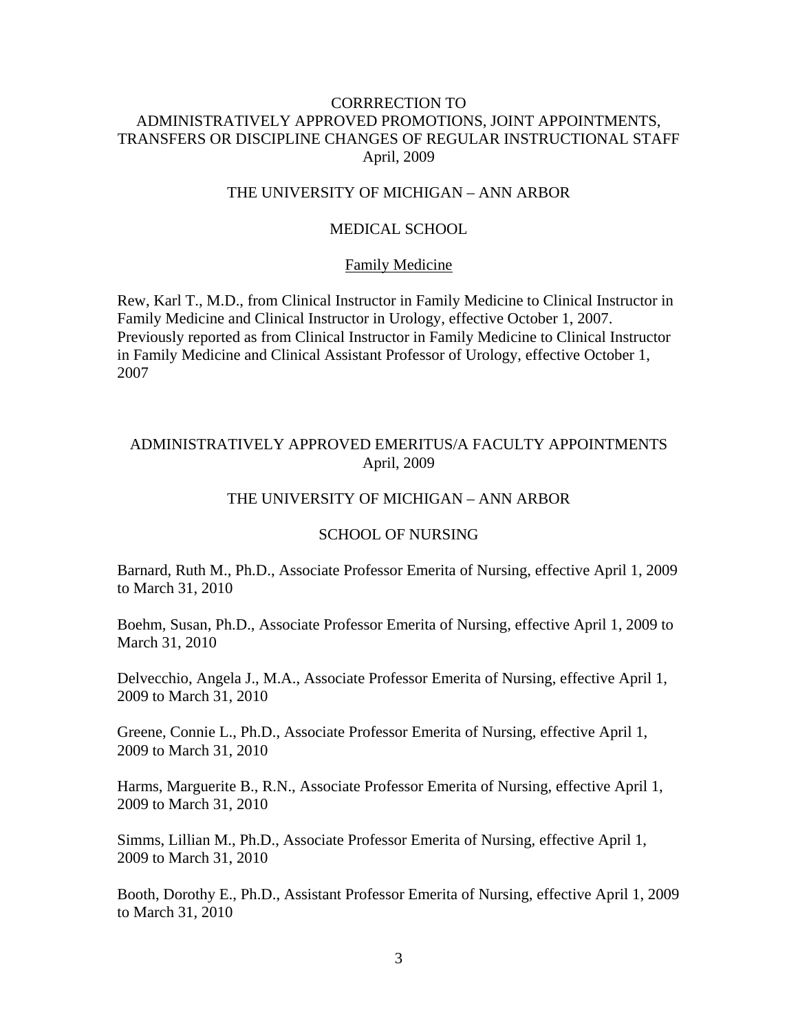# CORRRECTION TO ADMINISTRATIVELY APPROVED PROMOTIONS, JOINT APPOINTMENTS, TRANSFERS OR DISCIPLINE CHANGES OF REGULAR INSTRUCTIONAL STAFF

April, 2009

## THE UNIVERSITY OF MICHIGAN – ANN ARBOR

### MEDICAL SCHOOL

#### Family Medicine

Rew, Karl T., M.D., from Clinical Instructor in Family Medicine to Clinical Instructor in Family Medicine and Clinical Instructor in Urology, effective October 1, 2007. Previously reported as from Clinical Instructor in Family Medicine to Clinical Instructor in Family Medicine and Clinical Assistant Professor of Urology, effective October 1, 2007

# ADMINISTRATIVELY APPROVED EMERITUS/A FACULTY APPOINTMENTS

April, 2009

## THE UNIVERSITY OF MICHIGAN – ANN ARBOR

### SCHOOL OF NURSING

Barnard, Ruth M., Ph.D., Associate Professor Emerita of Nursing, effective April 1, 2009 to March 31, 2010

Boehm, Susan, Ph.D., Associate Professor Emerita of Nursing, effective April 1, 2009 to March 31, 2010

Delvecchio, Angela J., M.A., Associate Professor Emerita of Nursing, effective April 1, 2009 to March 31, 2010

Greene, Connie L., Ph.D., Associate Professor Emerita of Nursing, effective April 1, 2009 to March 31, 2010

Harms, Marguerite B., R.N., Associate Professor Emerita of Nursing, effective April 1, 2009 to March 31, 2010

Simms, Lillian M., Ph.D., Associate Professor Emerita of Nursing, effective April 1, 2009 to March 31, 2010

Booth, Dorothy E., Ph.D., Assistant Professor Emerita of Nursing, effective April 1, 2009 to March 31, 2010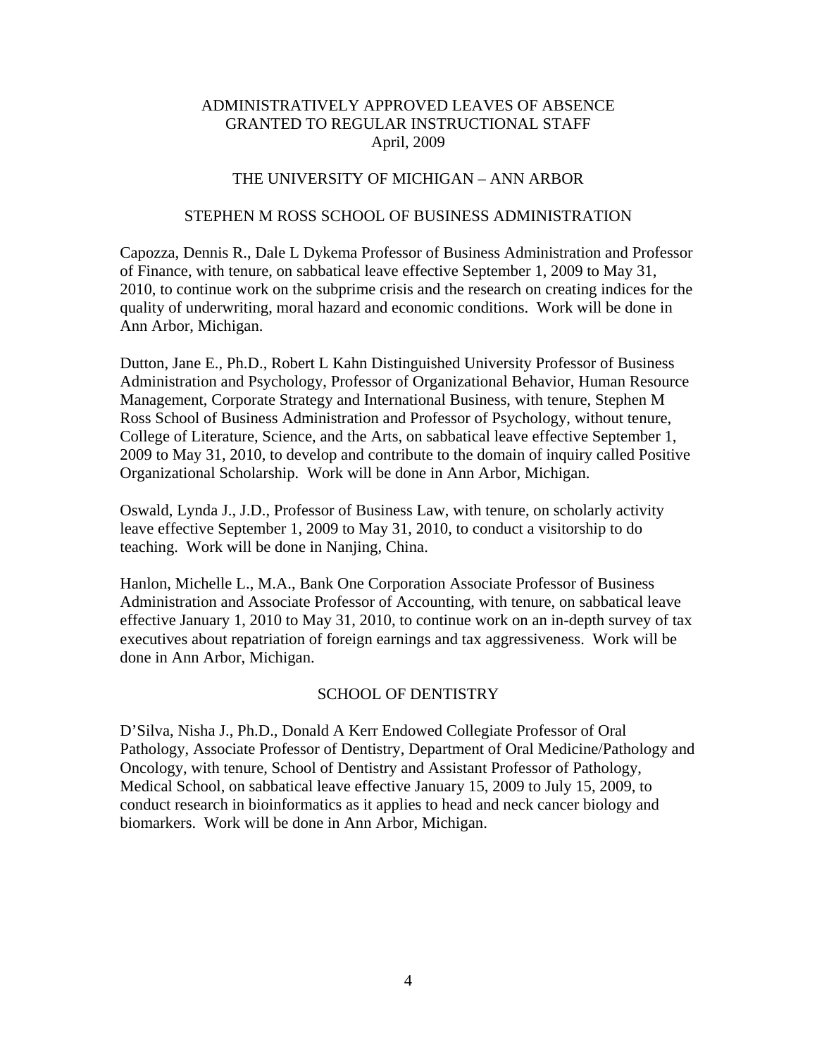ADMINISTRATIVELY APPROVED LEAVES OF ABSENCE
GRANTED TO REGULAR INSTRUCTIONAL STAFF
April, 2009

THE UNIVERSITY OF MICHIGAN – ANN ARBOR

## STEPHEN M ROSS SCHOOL OF BUSINESS ADMINISTRATION

Capozza, Dennis R., Dale L Dykema Professor of Business Administration and Professor of Finance, with tenure, on sabbatical leave effective September 1, 2009 to May 31, 2010, to continue work on the subprime crisis and the research on creating indices for the quality of underwriting, moral hazard and economic conditions. Work will be done in Ann Arbor, Michigan.

Dutton, Jane E., Ph.D., Robert L Kahn Distinguished University Professor of Business Administration and Psychology, Professor of Organizational Behavior, Human Resource Management, Corporate Strategy and International Business, with tenure, Stephen M Ross School of Business Administration and Professor of Psychology, without tenure, College of Literature, Science, and the Arts, on sabbatical leave effective September 1, 2009 to May 31, 2010, to develop and contribute to the domain of inquiry called Positive Organizational Scholarship. Work will be done in Ann Arbor, Michigan.

Oswald, Lynda J., J.D., Professor of Business Law, with tenure, on scholarly activity leave effective September 1, 2009 to May 31, 2010, to conduct a visitorship to do teaching. Work will be done in Nanjing, China.

Hanlon, Michelle L., M.A., Bank One Corporation Associate Professor of Business Administration and Associate Professor of Accounting, with tenure, on sabbatical leave effective January 1, 2010 to May 31, 2010, to continue work on an in-depth survey of tax executives about repatriation of foreign earnings and tax aggressiveness. Work will be done in Ann Arbor, Michigan.

## SCHOOL OF DENTISTRY

D'Silva, Nisha J., Ph.D., Donald A Kerr Endowed Collegiate Professor of Oral Pathology, Associate Professor of Dentistry, Department of Oral Medicine/Pathology and Oncology, with tenure, School of Dentistry and Assistant Professor of Pathology, Medical School, on sabbatical leave effective January 15, 2009 to July 15, 2009, to conduct research in bioinformatics as it applies to head and neck cancer biology and biomarkers. Work will be done in Ann Arbor, Michigan.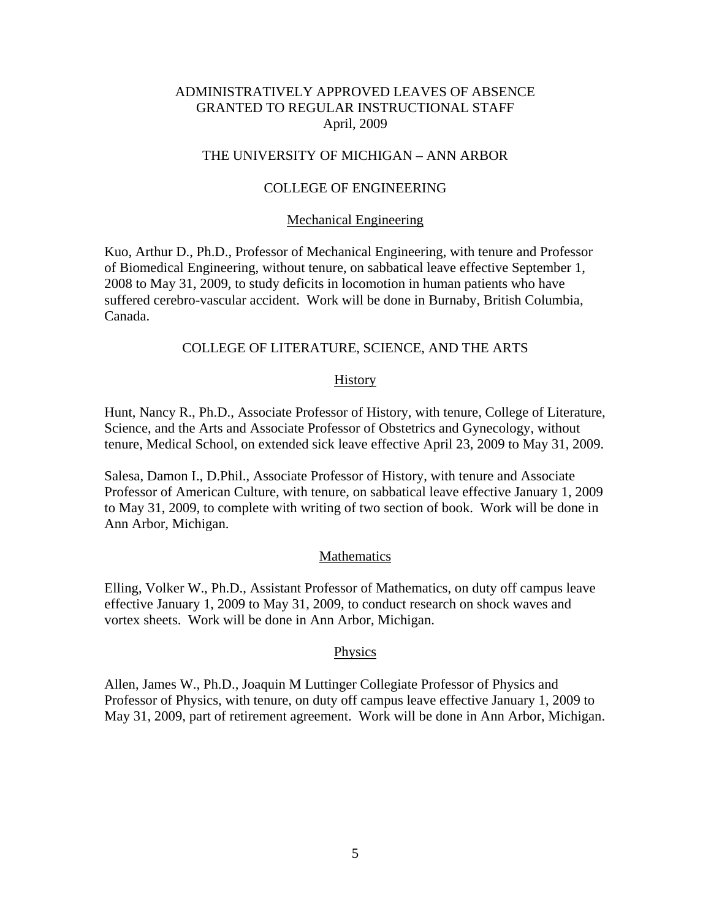# ADMINISTRATIVELY APPROVED LEAVES OF ABSENCE GRANTED TO REGULAR INSTRUCTIONAL STAFF
April, 2009

## THE UNIVERSITY OF MICHIGAN – ANN ARBOR

## COLLEGE OF ENGINEERING

### Mechanical Engineering

Kuo, Arthur D., Ph.D., Professor of Mechanical Engineering, with tenure and Professor of Biomedical Engineering, without tenure, on sabbatical leave effective September 1, 2008 to May 31, 2009, to study deficits in locomotion in human patients who have suffered cerebro-vascular accident. Work will be done in Burnaby, British Columbia, Canada.

## COLLEGE OF LITERATURE, SCIENCE, AND THE ARTS

### History

Hunt, Nancy R., Ph.D., Associate Professor of History, with tenure, College of Literature, Science, and the Arts and Associate Professor of Obstetrics and Gynecology, without tenure, Medical School, on extended sick leave effective April 23, 2009 to May 31, 2009.

Salesa, Damon I., D.Phil., Associate Professor of History, with tenure and Associate Professor of American Culture, with tenure, on sabbatical leave effective January 1, 2009 to May 31, 2009, to complete with writing of two section of book. Work will be done in Ann Arbor, Michigan.

### Mathematics

Elling, Volker W., Ph.D., Assistant Professor of Mathematics, on duty off campus leave effective January 1, 2009 to May 31, 2009, to conduct research on shock waves and vortex sheets. Work will be done in Ann Arbor, Michigan.

### Physics

Allen, James W., Ph.D., Joaquin M Luttinger Collegiate Professor of Physics and Professor of Physics, with tenure, on duty off campus leave effective January 1, 2009 to May 31, 2009, part of retirement agreement. Work will be done in Ann Arbor, Michigan.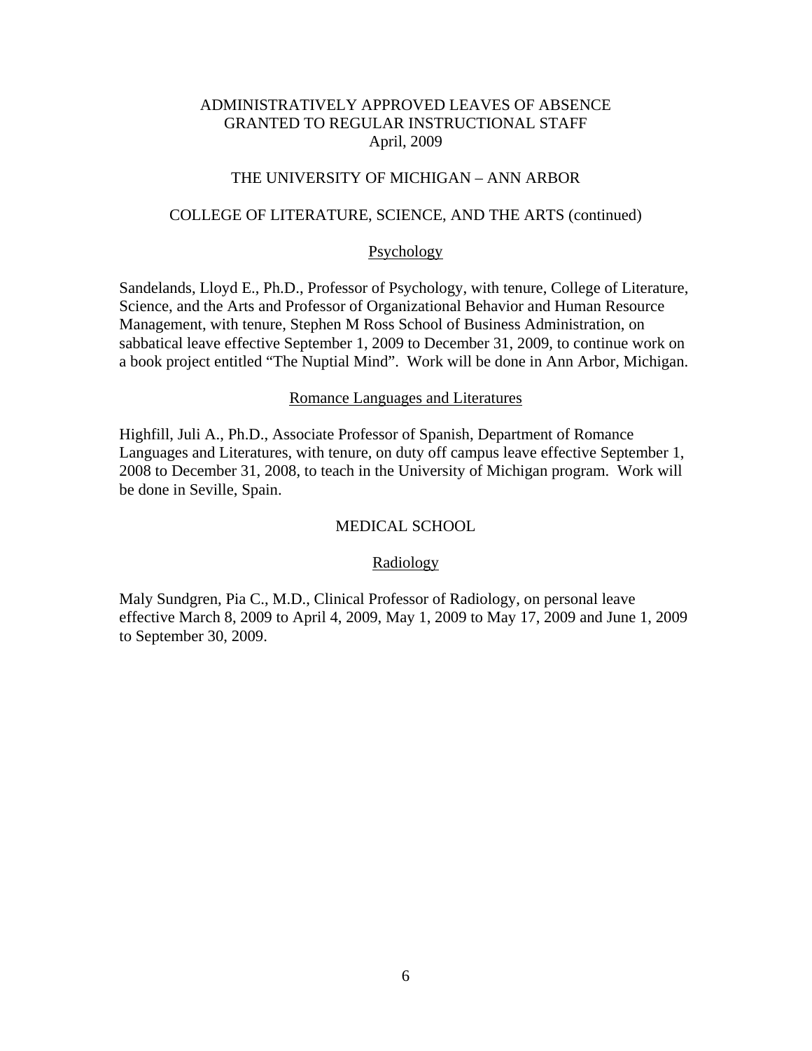# ADMINISTRATIVELY APPROVED LEAVES OF ABSENCE GRANTED TO REGULAR INSTRUCTIONAL STAFF
April, 2009

## THE UNIVERSITY OF MICHIGAN – ANN ARBOR

## COLLEGE OF LITERATURE, SCIENCE, AND THE ARTS (continued)

### Psychology

Sandelands, Lloyd E., Ph.D., Professor of Psychology, with tenure, College of Literature, Science, and the Arts and Professor of Organizational Behavior and Human Resource Management, with tenure, Stephen M Ross School of Business Administration, on sabbatical leave effective September 1, 2009 to December 31, 2009, to continue work on a book project entitled "The Nuptial Mind". Work will be done in Ann Arbor, Michigan.

### Romance Languages and Literatures

Highfill, Juli A., Ph.D., Associate Professor of Spanish, Department of Romance Languages and Literatures, with tenure, on duty off campus leave effective September 1, 2008 to December 31, 2008, to teach in the University of Michigan program. Work will be done in Seville, Spain.

## MEDICAL SCHOOL

### Radiology

Maly Sundgren, Pia C., M.D., Clinical Professor of Radiology, on personal leave effective March 8, 2009 to April 4, 2009, May 1, 2009 to May 17, 2009 and June 1, 2009 to September 30, 2009.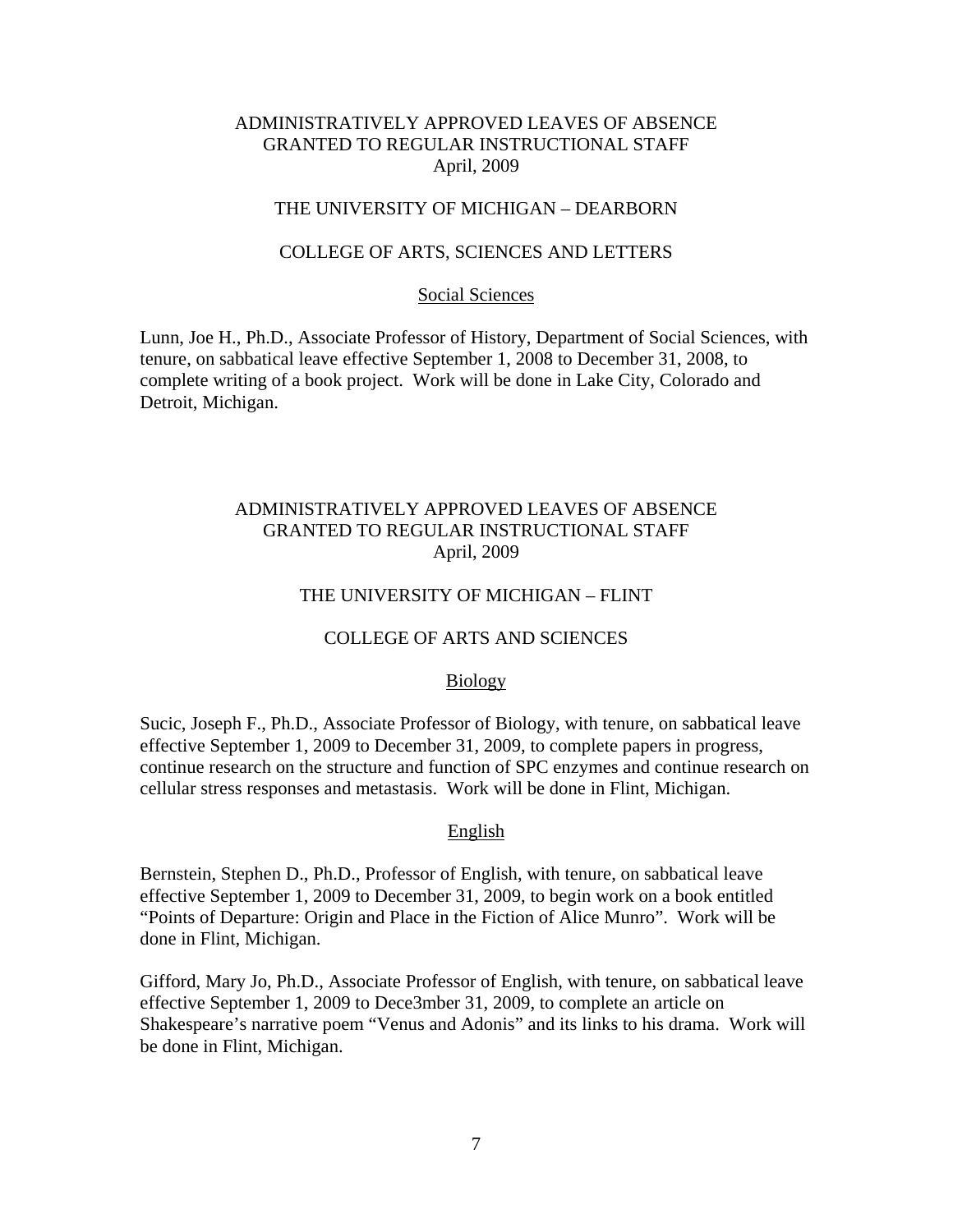ADMINISTRATIVELY APPROVED LEAVES OF ABSENCE
GRANTED TO REGULAR INSTRUCTIONAL STAFF
April, 2009

THE UNIVERSITY OF MICHIGAN – DEARBORN

COLLEGE OF ARTS, SCIENCES AND LETTERS

Social Sciences

Lunn, Joe H., Ph.D., Associate Professor of History, Department of Social Sciences, with tenure, on sabbatical leave effective September 1, 2008 to December 31, 2008, to complete writing of a book project. Work will be done in Lake City, Colorado and Detroit, Michigan.

ADMINISTRATIVELY APPROVED LEAVES OF ABSENCE
GRANTED TO REGULAR INSTRUCTIONAL STAFF
April, 2009

THE UNIVERSITY OF MICHIGAN – FLINT

COLLEGE OF ARTS AND SCIENCES

Biology

Sucic, Joseph F., Ph.D., Associate Professor of Biology, with tenure, on sabbatical leave effective September 1, 2009 to December 31, 2009, to complete papers in progress, continue research on the structure and function of SPC enzymes and continue research on cellular stress responses and metastasis. Work will be done in Flint, Michigan.

English

Bernstein, Stephen D., Ph.D., Professor of English, with tenure, on sabbatical leave effective September 1, 2009 to December 31, 2009, to begin work on a book entitled "Points of Departure: Origin and Place in the Fiction of Alice Munro". Work will be done in Flint, Michigan.

Gifford, Mary Jo, Ph.D., Associate Professor of English, with tenure, on sabbatical leave effective September 1, 2009 to Dece3mber 31, 2009, to complete an article on Shakespeare's narrative poem "Venus and Adonis" and its links to his drama. Work will be done in Flint, Michigan.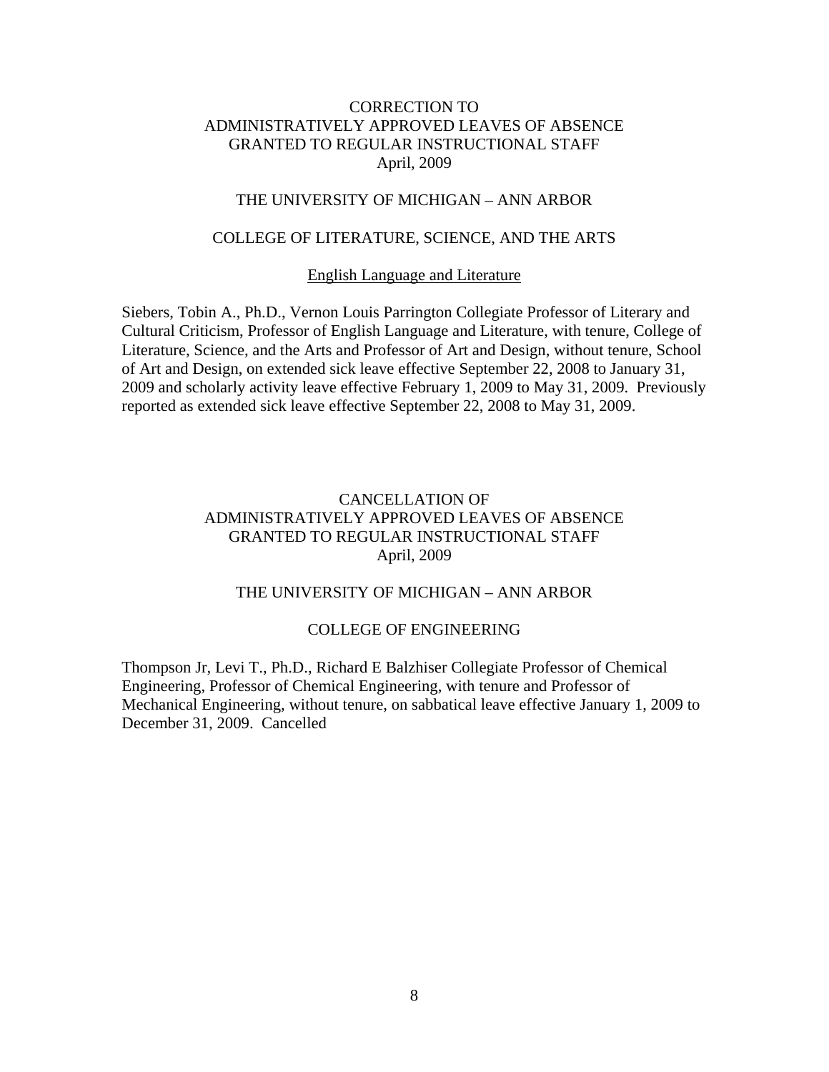# CORRECTION TO ADMINISTRATIVELY APPROVED LEAVES OF ABSENCE GRANTED TO REGULAR INSTRUCTIONAL STAFF April, 2009

## THE UNIVERSITY OF MICHIGAN – ANN ARBOR

### COLLEGE OF LITERATURE, SCIENCE, AND THE ARTS

#### English Language and Literature

Siebers, Tobin A., Ph.D., Vernon Louis Parrington Collegiate Professor of Literary and Cultural Criticism, Professor of English Language and Literature, with tenure, College of Literature, Science, and the Arts and Professor of Art and Design, without tenure, School of Art and Design, on extended sick leave effective September 22, 2008 to January 31, 2009 and scholarly activity leave effective February 1, 2009 to May 31, 2009. Previously reported as extended sick leave effective September 22, 2008 to May 31, 2009.

# CANCELLATION OF ADMINISTRATIVELY APPROVED LEAVES OF ABSENCE GRANTED TO REGULAR INSTRUCTIONAL STAFF April, 2009

## THE UNIVERSITY OF MICHIGAN – ANN ARBOR

### COLLEGE OF ENGINEERING

Thompson Jr, Levi T., Ph.D., Richard E Balzhiser Collegiate Professor of Chemical Engineering, Professor of Chemical Engineering, with tenure and Professor of Mechanical Engineering, without tenure, on sabbatical leave effective January 1, 2009 to December 31, 2009. Cancelled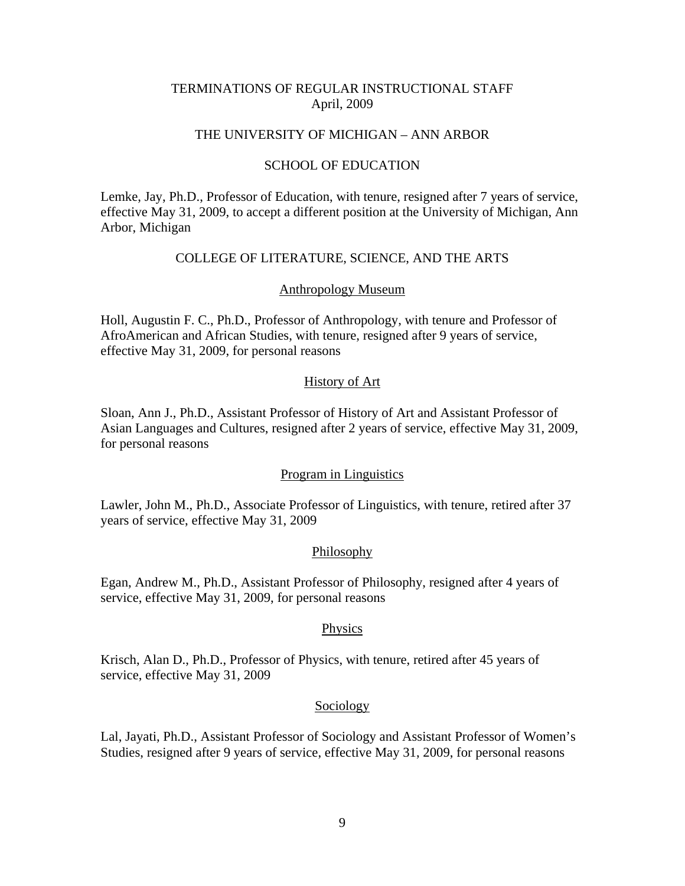# TERMINATIONS OF REGULAR INSTRUCTIONAL STAFF
April, 2009

## THE UNIVERSITY OF MICHIGAN – ANN ARBOR

### SCHOOL OF EDUCATION

Lemke, Jay, Ph.D., Professor of Education, with tenure, resigned after 7 years of service, effective May 31, 2009, to accept a different position at the University of Michigan, Ann Arbor, Michigan

### COLLEGE OF LITERATURE, SCIENCE, AND THE ARTS

#### Anthropology Museum

Holl, Augustin F. C., Ph.D., Professor of Anthropology, with tenure and Professor of AfroAmerican and African Studies, with tenure, resigned after 9 years of service, effective May 31, 2009, for personal reasons

#### History of Art

Sloan, Ann J., Ph.D., Assistant Professor of History of Art and Assistant Professor of Asian Languages and Cultures, resigned after 2 years of service, effective May 31, 2009, for personal reasons

#### Program in Linguistics

Lawler, John M., Ph.D., Associate Professor of Linguistics, with tenure, retired after 37 years of service, effective May 31, 2009

#### Philosophy

Egan, Andrew M., Ph.D., Assistant Professor of Philosophy, resigned after 4 years of service, effective May 31, 2009, for personal reasons

#### Physics

Krisch, Alan D., Ph.D., Professor of Physics, with tenure, retired after 45 years of service, effective May 31, 2009

#### Sociology

Lal, Jayati, Ph.D., Assistant Professor of Sociology and Assistant Professor of Women's Studies, resigned after 9 years of service, effective May 31, 2009, for personal reasons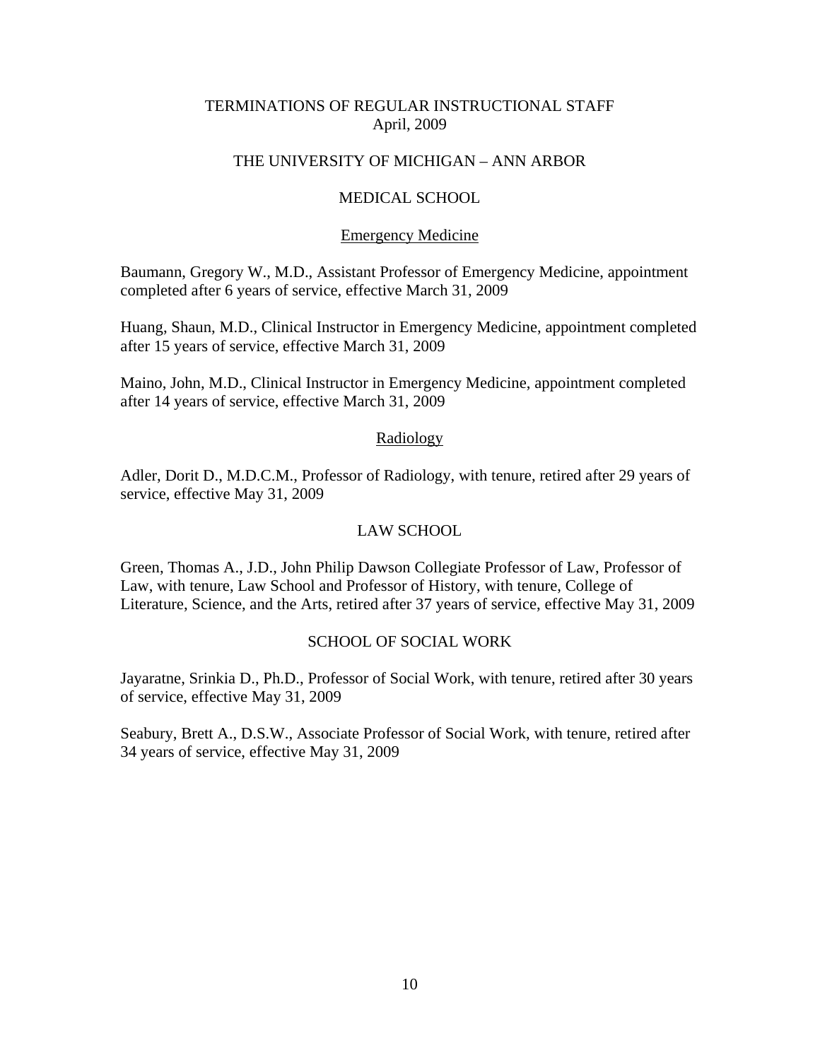# TERMINATIONS OF REGULAR INSTRUCTIONAL STAFF
April, 2009

## THE UNIVERSITY OF MICHIGAN – ANN ARBOR

### MEDICAL SCHOOL

#### Emergency Medicine

Baumann, Gregory W., M.D., Assistant Professor of Emergency Medicine, appointment completed after 6 years of service, effective March 31, 2009

Huang, Shaun, M.D., Clinical Instructor in Emergency Medicine, appointment completed after 15 years of service, effective March 31, 2009

Maino, John, M.D., Clinical Instructor in Emergency Medicine, appointment completed after 14 years of service, effective March 31, 2009

#### Radiology

Adler, Dorit D., M.D.C.M., Professor of Radiology, with tenure, retired after 29 years of service, effective May 31, 2009

### LAW SCHOOL

Green, Thomas A., J.D., John Philip Dawson Collegiate Professor of Law, Professor of Law, with tenure, Law School and Professor of History, with tenure, College of Literature, Science, and the Arts, retired after 37 years of service, effective May 31, 2009

### SCHOOL OF SOCIAL WORK

Jayaratne, Srinkia D., Ph.D., Professor of Social Work, with tenure, retired after 30 years of service, effective May 31, 2009

Seabury, Brett A., D.S.W., Associate Professor of Social Work, with tenure, retired after 34 years of service, effective May 31, 2009